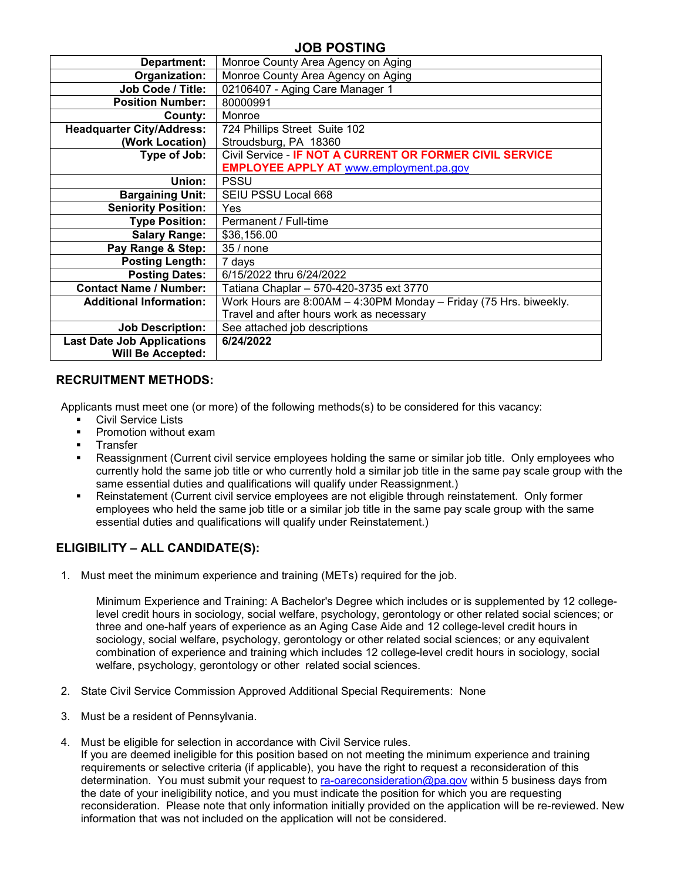# JOB POSTING

| | |
|---|---|
| **Department:** | Monroe County Area Agency on Aging |
| **Organization:** | Monroe County Area Agency on Aging |
| **Job Code / Title:** | 02106407 - Aging Care Manager 1 |
| **Position Number:** | 80000991 |
| **County:** | Monroe |
| **Headquarter City/Address: (Work Location)** | 724 Phillips Street Suite 102 Stroudsburg, PA 18360 |
| **Type of Job:** | Civil Service - **IF NOT A CURRENT OR FORMER CIVIL SERVICE EMPLOYEE APPLY AT** www.employment.pa.gov |
| **Union:** | PSSU |
| **Bargaining Unit:** | SEIU PSSU Local 668 |
| **Seniority Position:** | Yes |
| **Type Position:** | Permanent / Full-time |
| **Salary Range:** | $36,156.00 |
| **Pay Range & Step:** | 35 / none |
| **Posting Length:** | 7 days |
| **Posting Dates:** | 6/15/2022 thru 6/24/2022 |
| **Contact Name / Number:** | Tatiana Chaplar – 570-420-3735 ext 3770 |
| **Additional Information:** | Work Hours are 8:00AM – 4:30PM Monday – Friday (75 Hrs. biweekly. Travel and after hours work as necessary |
| **Job Description:** | See attached job descriptions |
| **Last Date Job Applications Will Be Accepted:** | **6/24/2022** |

## RECRUITMENT METHODS:

Applicants must meet one (or more) of the following methods(s) to be considered for this vacancy:

- Civil Service Lists
- Promotion without exam
- Transfer
- Reassignment (Current civil service employees holding the same or similar job title. Only employees who currently hold the same job title or who currently hold a similar job title in the same pay scale group with the same essential duties and qualifications will qualify under Reassignment.)
- Reinstatement (Current civil service employees are not eligible through reinstatement. Only former employees who held the same job title or a similar job title in the same pay scale group with the same essential duties and qualifications will qualify under Reinstatement.)

## ELIGIBILITY – ALL CANDIDATE(S):

1. Must meet the minimum experience and training (METs) required for the job.

   Minimum Experience and Training: A Bachelor's Degree which includes or is supplemented by 12 college-level credit hours in sociology, social welfare, psychology, gerontology or other related social sciences; or three and one-half years of experience as an Aging Case Aide and 12 college-level credit hours in sociology, social welfare, psychology, gerontology or other related social sciences; or any equivalent combination of experience and training which includes 12 college-level credit hours in sociology, social welfare, psychology, gerontology or other related social sciences.

2. State Civil Service Commission Approved Additional Special Requirements: None

3. Must be a resident of Pennsylvania.

4. Must be eligible for selection in accordance with Civil Service rules.
   If you are deemed ineligible for this position based on not meeting the minimum experience and training requirements or selective criteria (if applicable), you have the right to request a reconsideration of this determination. You must submit your request to ra-oareconsideration@pa.gov within 5 business days from the date of your ineligibility notice, and you must indicate the position for which you are requesting reconsideration. Please note that only information initially provided on the application will be re-reviewed. New information that was not included on the application will not be considered.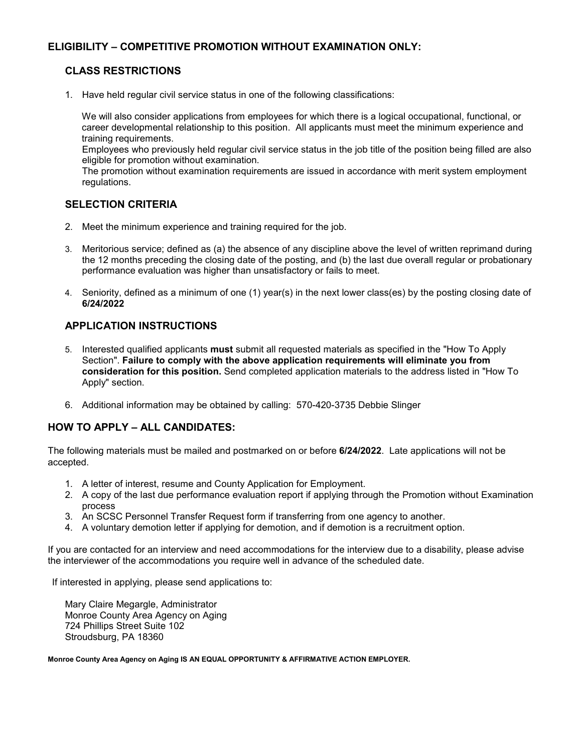## ELIGIBILITY – COMPETITIVE PROMOTION WITHOUT EXAMINATION ONLY:

### CLASS RESTRICTIONS

1. Have held regular civil service status in one of the following classifications:

   We will also consider applications from employees for which there is a logical occupational, functional, or career developmental relationship to this position. All applicants must meet the minimum experience and training requirements.
   Employees who previously held regular civil service status in the job title of the position being filled are also eligible for promotion without examination.
   The promotion without examination requirements are issued in accordance with merit system employment regulations.

### SELECTION CRITERIA

2. Meet the minimum experience and training required for the job.

3. Meritorious service; defined as (a) the absence of any discipline above the level of written reprimand during the 12 months preceding the closing date of the posting, and (b) the last due overall regular or probationary performance evaluation was higher than unsatisfactory or fails to meet.

4. Seniority, defined as a minimum of one (1) year(s) in the next lower class(es) by the posting closing date of **6/24/2022**

### APPLICATION INSTRUCTIONS

5. Interested qualified applicants **must** submit all requested materials as specified in the "How To Apply Section". **Failure to comply with the above application requirements will eliminate you from consideration for this position.** Send completed application materials to the address listed in "How To Apply" section.

6. Additional information may be obtained by calling: 570-420-3735 Debbie Slinger

## HOW TO APPLY – ALL CANDIDATES:

The following materials must be mailed and postmarked on or before **6/24/2022**. Late applications will not be accepted.

1. A letter of interest, resume and County Application for Employment.
2. A copy of the last due performance evaluation report if applying through the Promotion without Examination process
3. An SCSC Personnel Transfer Request form if transferring from one agency to another.
4. A voluntary demotion letter if applying for demotion, and if demotion is a recruitment option.

If you are contacted for an interview and need accommodations for the interview due to a disability, please advise the interviewer of the accommodations you require well in advance of the scheduled date.

If interested in applying, please send applications to:

Mary Claire Megargle, Administrator
Monroe County Area Agency on Aging
724 Phillips Street Suite 102
Stroudsburg, PA 18360

**Monroe County Area Agency on Aging IS AN EQUAL OPPORTUNITY & AFFIRMATIVE ACTION EMPLOYER.**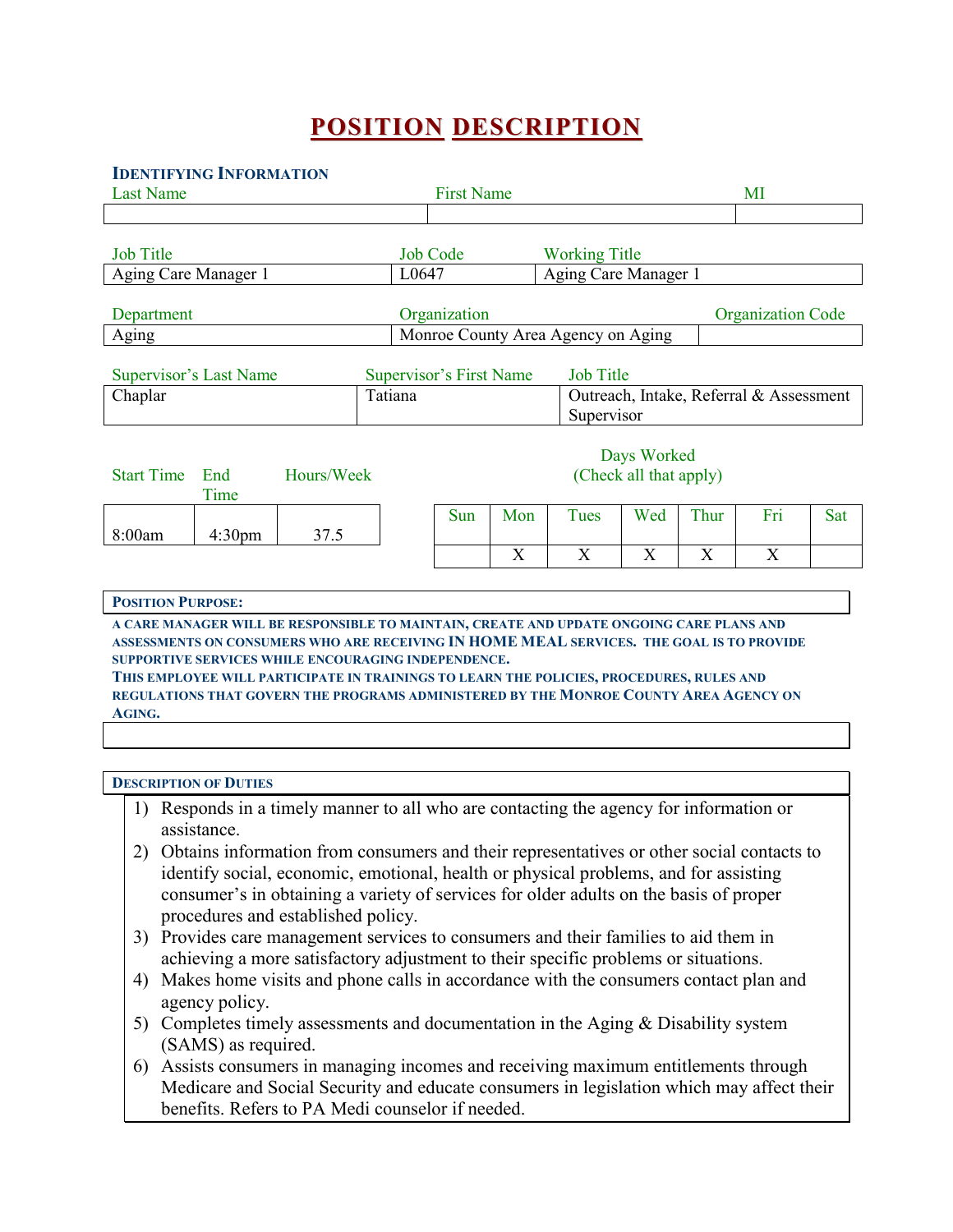# POSITION DESCRIPTION

## IDENTIFYING INFORMATION

| Last Name | First Name | MI |
|---|---|---|
| | | |

| Job Title | Job Code | Working Title |
|---|---|---|
| Aging Care Manager 1 | L0647 | Aging Care Manager 1 |

| Department | Organization | Organization Code |
|---|---|---|
| Aging | Monroe County Area Agency on Aging | |

| Supervisor's Last Name | Supervisor's First Name | Job Title |
|---|---|---|
| Chaplar | Tatiana | Outreach, Intake, Referral & Assessment Supervisor |

| Start Time | End Time | Hours/Week |
|---|---|---|
| 8:00am | 4:30pm | 37.5 |

Days Worked (Check all that apply)

| Sun | Mon | Tues | Wed | Thur | Fri | Sat |
|---|---|---|---|---|---|---|
| | X | X | X | X | X | |

## POSITION PURPOSE:

A CARE MANAGER WILL BE RESPONSIBLE TO MAINTAIN, CREATE AND UPDATE ONGOING CARE PLANS AND ASSESSMENTS ON CONSUMERS WHO ARE RECEIVING IN HOME MEAL SERVICES. THE GOAL IS TO PROVIDE SUPPORTIVE SERVICES WHILE ENCOURAGING INDEPENDENCE.

THIS EMPLOYEE WILL PARTICIPATE IN TRAININGS TO LEARN THE POLICIES, PROCEDURES, RULES AND REGULATIONS THAT GOVERN THE PROGRAMS ADMINISTERED BY THE MONROE COUNTY AREA AGENCY ON AGING.

## DESCRIPTION OF DUTIES

1) Responds in a timely manner to all who are contacting the agency for information or assistance.
2) Obtains information from consumers and their representatives or other social contacts to identify social, economic, emotional, health or physical problems, and for assisting consumer's in obtaining a variety of services for older adults on the basis of proper procedures and established policy.
3) Provides care management services to consumers and their families to aid them in achieving a more satisfactory adjustment to their specific problems or situations.
4) Makes home visits and phone calls in accordance with the consumers contact plan and agency policy.
5) Completes timely assessments and documentation in the Aging & Disability system (SAMS) as required.
6) Assists consumers in managing incomes and receiving maximum entitlements through Medicare and Social Security and educate consumers in legislation which may affect their benefits. Refers to PA Medi counselor if needed.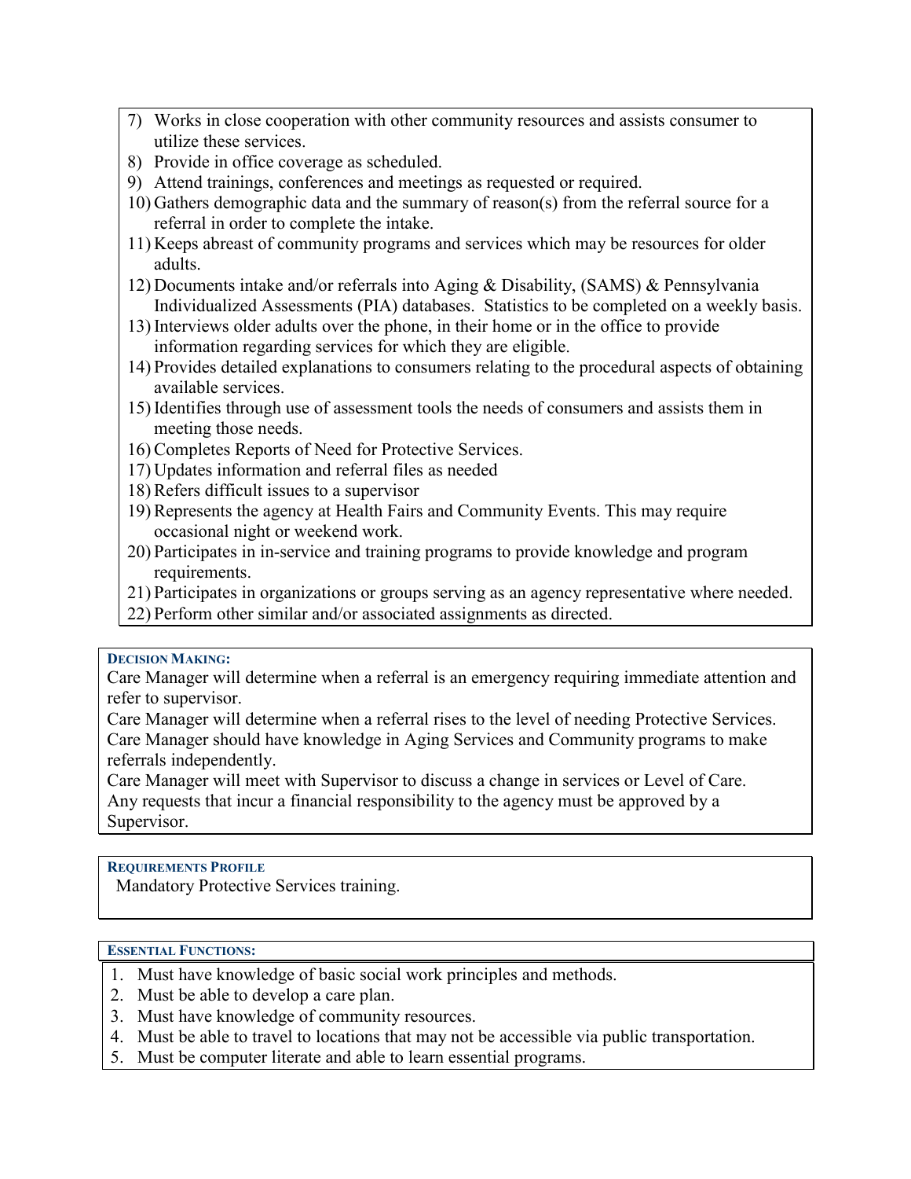7) Works in close cooperation with other community resources and assists consumer to utilize these services.
8) Provide in office coverage as scheduled.
9) Attend trainings, conferences and meetings as requested or required.
10) Gathers demographic data and the summary of reason(s) from the referral source for a referral in order to complete the intake.
11) Keeps abreast of community programs and services which may be resources for older adults.
12) Documents intake and/or referrals into Aging & Disability, (SAMS) & Pennsylvania Individualized Assessments (PIA) databases. Statistics to be completed on a weekly basis.
13) Interviews older adults over the phone, in their home or in the office to provide information regarding services for which they are eligible.
14) Provides detailed explanations to consumers relating to the procedural aspects of obtaining available services.
15) Identifies through use of assessment tools the needs of consumers and assists them in meeting those needs.
16) Completes Reports of Need for Protective Services.
17) Updates information and referral files as needed
18) Refers difficult issues to a supervisor
19) Represents the agency at Health Fairs and Community Events. This may require occasional night or weekend work.
20) Participates in in-service and training programs to provide knowledge and program requirements.
21) Participates in organizations or groups serving as an agency representative where needed.
22) Perform other similar and/or associated assignments as directed.

### DECISION MAKING:

Care Manager will determine when a referral is an emergency requiring immediate attention and refer to supervisor.
Care Manager will determine when a referral rises to the level of needing Protective Services.
Care Manager should have knowledge in Aging Services and Community programs to make referrals independently.
Care Manager will meet with Supervisor to discuss a change in services or Level of Care.
Any requests that incur a financial responsibility to the agency must be approved by a Supervisor.

### REQUIREMENTS PROFILE

Mandatory Protective Services training.

### ESSENTIAL FUNCTIONS:

1. Must have knowledge of basic social work principles and methods.
2. Must be able to develop a care plan.
3. Must have knowledge of community resources.
4. Must be able to travel to locations that may not be accessible via public transportation.
5. Must be computer literate and able to learn essential programs.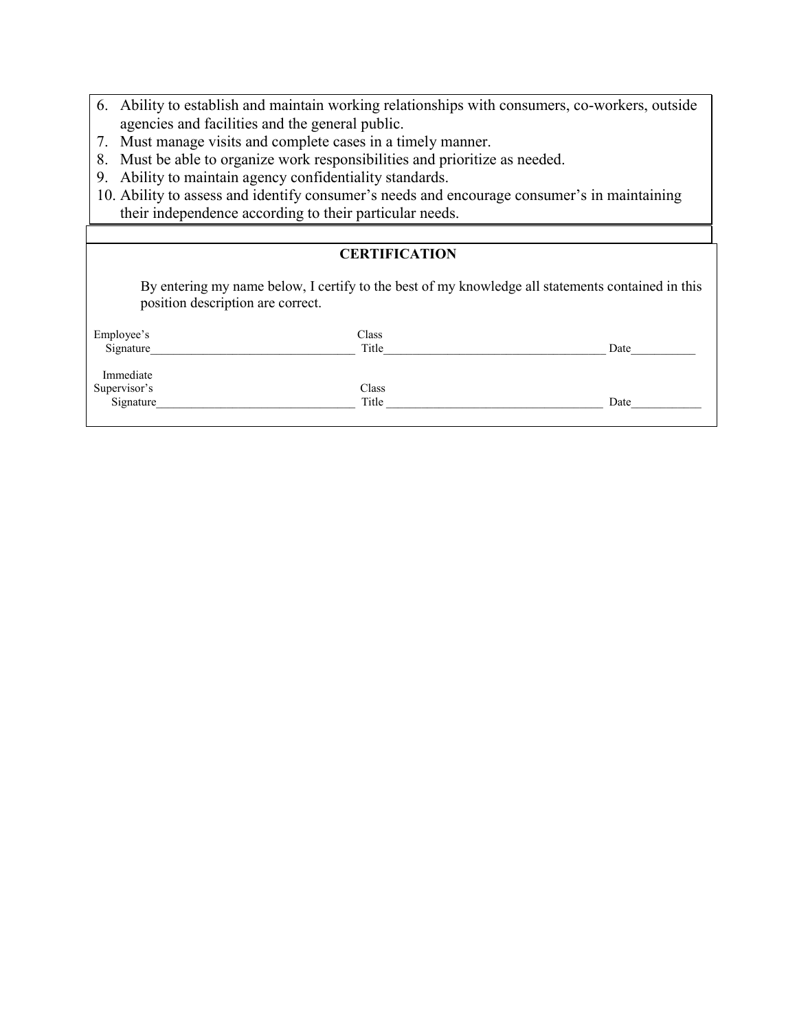6. Ability to establish and maintain working relationships with consumers, co-workers, outside agencies and facilities and the general public.
7. Must manage visits and complete cases in a timely manner.
8. Must be able to organize work responsibilities and prioritize as needed.
9. Ability to maintain agency confidentiality standards.
10. Ability to assess and identify consumer's needs and encourage consumer's in maintaining their independence according to their particular needs.

**CERTIFICATION**

By entering my name below, I certify to the best of my knowledge all statements contained in this position description are correct.

Employee's Signature\_\_\_\_\_\_\_\_\_\_\_\_\_\_\_\_\_\_\_\_\_\_\_\_\_\_\_\_\_\_\_\_\_ Class Title\_\_\_\_\_\_\_\_\_\_\_\_\_\_\_\_\_\_\_\_\_\_\_\_\_\_\_\_\_\_\_\_\_\_\_\_\_ Date\_\_\_\_\_\_\_\_\_\_\_

Immediate Supervisor's Signature\_\_\_\_\_\_\_\_\_\_\_\_\_\_\_\_\_\_\_\_\_\_\_\_\_\_\_\_\_\_\_\_\_ Class Title \_\_\_\_\_\_\_\_\_\_\_\_\_\_\_\_\_\_\_\_\_\_\_\_\_\_\_\_\_\_\_\_\_\_\_\_\_ Date\_\_\_\_\_\_\_\_\_\_\_